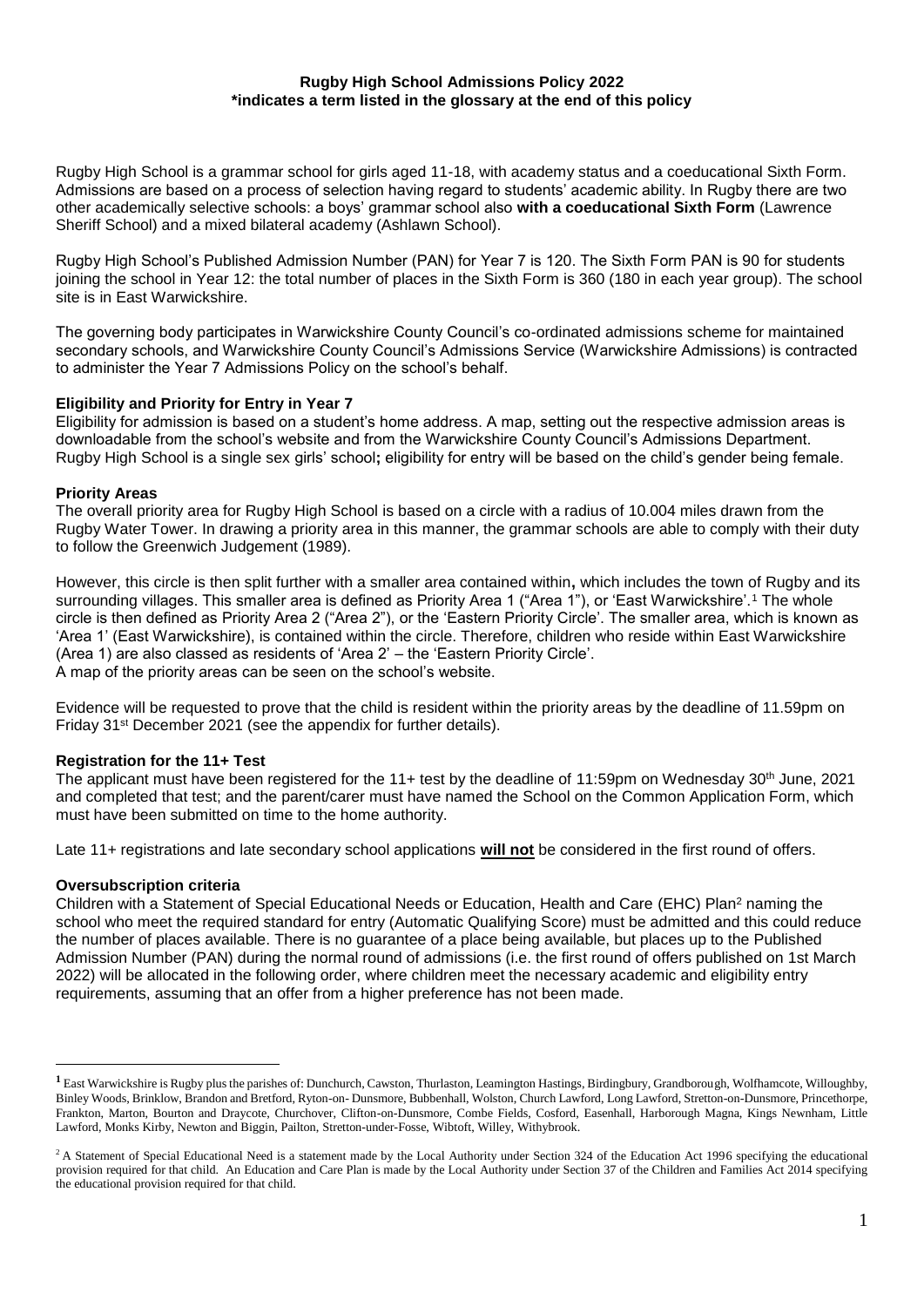**Rugby High School Admissions Policy 2022**
***indicates a term listed in the glossary at the end of this policy**

Rugby High School is a grammar school for girls aged 11-18, with academy status and a coeducational Sixth Form. Admissions are based on a process of selection having regard to students' academic ability. In Rugby there are two other academically selective schools: a boys' grammar school also **with a coeducational Sixth Form** (Lawrence Sheriff School) and a mixed bilateral academy (Ashlawn School).

Rugby High School's Published Admission Number (PAN) for Year 7 is 120. The Sixth Form PAN is 90 for students joining the school in Year 12: the total number of places in the Sixth Form is 360 (180 in each year group). The school site is in East Warwickshire.

The governing body participates in Warwickshire County Council's co-ordinated admissions scheme for maintained secondary schools, and Warwickshire County Council's Admissions Service (Warwickshire Admissions) is contracted to administer the Year 7 Admissions Policy on the school's behalf.

**Eligibility and Priority for Entry in Year 7**

Eligibility for admission is based on a student's home address. A map, setting out the respective admission areas is downloadable from the school's website and from the Warwickshire County Council's Admissions Department. Rugby High School is a single sex girls' school**;** eligibility for entry will be based on the child's gender being female.

**Priority Areas**

The overall priority area for Rugby High School is based on a circle with a radius of 10.004 miles drawn from the Rugby Water Tower. In drawing a priority area in this manner, the grammar schools are able to comply with their duty to follow the Greenwich Judgement (1989).

However, this circle is then split further with a smaller area contained within**,** which includes the town of Rugby and its surrounding villages. This smaller area is defined as Priority Area 1 ("Area 1"), or 'East Warwickshire'.[1] The whole circle is then defined as Priority Area 2 ("Area 2"), or the 'Eastern Priority Circle'. The smaller area, which is known as 'Area 1' (East Warwickshire), is contained within the circle. Therefore, children who reside within East Warwickshire (Area 1) are also classed as residents of 'Area 2' – the 'Eastern Priority Circle'.
A map of the priority areas can be seen on the school's website.

Evidence will be requested to prove that the child is resident within the priority areas by the deadline of 11.59pm on Friday 31st December 2021 (see the appendix for further details).

**Registration for the 11+ Test**

The applicant must have been registered for the 11+ test by the deadline of 11:59pm on Wednesday 30th June, 2021 and completed that test; and the parent/carer must have named the School on the Common Application Form, which must have been submitted on time to the home authority.

Late 11+ registrations and late secondary school applications **will not** be considered in the first round of offers.

**Oversubscription criteria**

Children with a Statement of Special Educational Needs or Education, Health and Care (EHC) Plan[2] naming the school who meet the required standard for entry (Automatic Qualifying Score) must be admitted and this could reduce the number of places available. There is no guarantee of a place being available, but places up to the Published Admission Number (PAN) during the normal round of admissions (i.e. the first round of offers published on 1st March 2022) will be allocated in the following order, where children meet the necessary academic and eligibility entry requirements, assuming that an offer from a higher preference has not been made.

---

[1] East Warwickshire is Rugby plus the parishes of: Dunchurch, Cawston, Thurlaston, Leamington Hastings, Birdingbury, Grandborough, Wolfhamcote, Willoughby, Binley Woods, Brinklow, Brandon and Bretford, Ryton-on- Dunsmore, Bubbenhall, Wolston, Church Lawford, Long Lawford, Stretton-on-Dunsmore, Princethorpe, Frankton, Marton, Bourton and Draycote, Churchover, Clifton-on-Dunsmore, Combe Fields, Cosford, Easenhall, Harborough Magna, Kings Newnham, Little Lawford, Monks Kirby, Newton and Biggin, Pailton, Stretton-under-Fosse, Wibtoft, Willey, Withybrook.

[2] A Statement of Special Educational Need is a statement made by the Local Authority under Section 324 of the Education Act 1996 specifying the educational provision required for that child. An Education and Care Plan is made by the Local Authority under Section 37 of the Children and Families Act 2014 specifying the educational provision required for that child.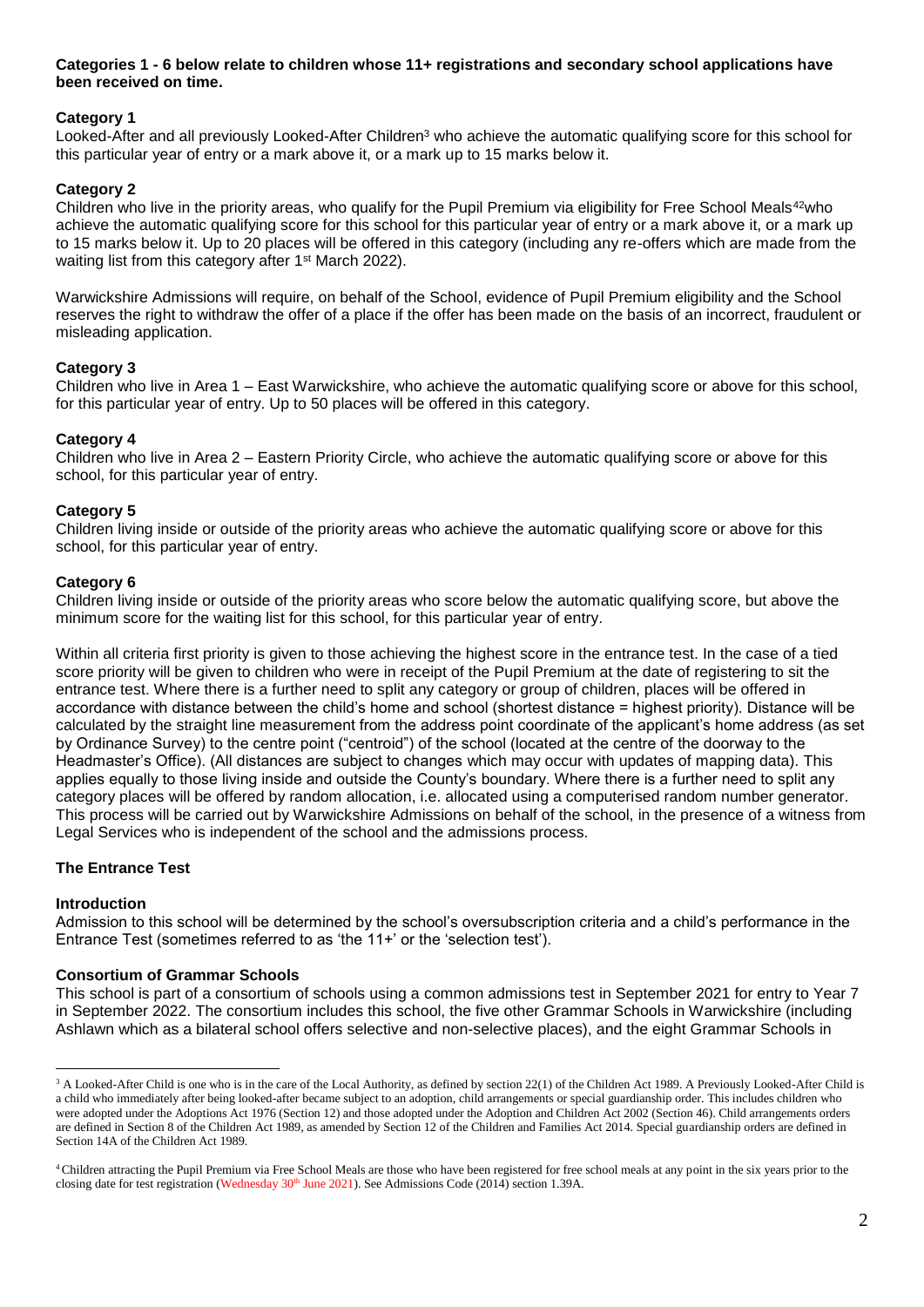**Categories 1 - 6 below relate to children whose 11+ registrations and secondary school applications have been received on time.**

**Category 1**

Looked-After and all previously Looked-After Children[3] who achieve the automatic qualifying score for this school for this particular year of entry or a mark above it, or a mark up to 15 marks below it.

**Category 2**

Children who live in the priority areas, who qualify for the Pupil Premium via eligibility for Free School Meals[4][2]who achieve the automatic qualifying score for this school for this particular year of entry or a mark above it, or a mark up to 15 marks below it. Up to 20 places will be offered in this category (including any re-offers which are made from the waiting list from this category after 1st March 2022).

Warwickshire Admissions will require, on behalf of the School, evidence of Pupil Premium eligibility and the School reserves the right to withdraw the offer of a place if the offer has been made on the basis of an incorrect, fraudulent or misleading application.

**Category 3**

Children who live in Area 1 – East Warwickshire, who achieve the automatic qualifying score or above for this school, for this particular year of entry. Up to 50 places will be offered in this category.

**Category 4**

Children who live in Area 2 – Eastern Priority Circle, who achieve the automatic qualifying score or above for this school, for this particular year of entry.

**Category 5**

Children living inside or outside of the priority areas who achieve the automatic qualifying score or above for this school, for this particular year of entry.

**Category 6**

Children living inside or outside of the priority areas who score below the automatic qualifying score, but above the minimum score for the waiting list for this school, for this particular year of entry.

Within all criteria first priority is given to those achieving the highest score in the entrance test. In the case of a tied score priority will be given to children who were in receipt of the Pupil Premium at the date of registering to sit the entrance test. Where there is a further need to split any category or group of children, places will be offered in accordance with distance between the child's home and school (shortest distance = highest priority). Distance will be calculated by the straight line measurement from the address point coordinate of the applicant's home address (as set by Ordinance Survey) to the centre point ("centroid") of the school (located at the centre of the doorway to the Headmaster's Office). (All distances are subject to changes which may occur with updates of mapping data). This applies equally to those living inside and outside the County's boundary. Where there is a further need to split any category places will be offered by random allocation, i.e. allocated using a computerised random number generator. This process will be carried out by Warwickshire Admissions on behalf of the school, in the presence of a witness from Legal Services who is independent of the school and the admissions process.

## The Entrance Test

**Introduction**

Admission to this school will be determined by the school's oversubscription criteria and a child's performance in the Entrance Test (sometimes referred to as 'the 11+' or the 'selection test').

**Consortium of Grammar Schools**

This school is part of a consortium of schools using a common admissions test in September 2021 for entry to Year 7 in September 2022. The consortium includes this school, the five other Grammar Schools in Warwickshire (including Ashlawn which as a bilateral school offers selective and non-selective places), and the eight Grammar Schools in

---

[3] A Looked-After Child is one who is in the care of the Local Authority, as defined by section 22(1) of the Children Act 1989. A Previously Looked-After Child is a child who immediately after being looked-after became subject to an adoption, child arrangements or special guardianship order. This includes children who were adopted under the Adoptions Act 1976 (Section 12) and those adopted under the Adoption and Children Act 2002 (Section 46). Child arrangements orders are defined in Section 8 of the Children Act 1989, as amended by Section 12 of the Children and Families Act 2014. Special guardianship orders are defined in Section 14A of the Children Act 1989.

[4] Children attracting the Pupil Premium via Free School Meals are those who have been registered for free school meals at any point in the six years prior to the closing date for test registration (Wednesday 30th June 2021). See Admissions Code (2014) section 1.39A.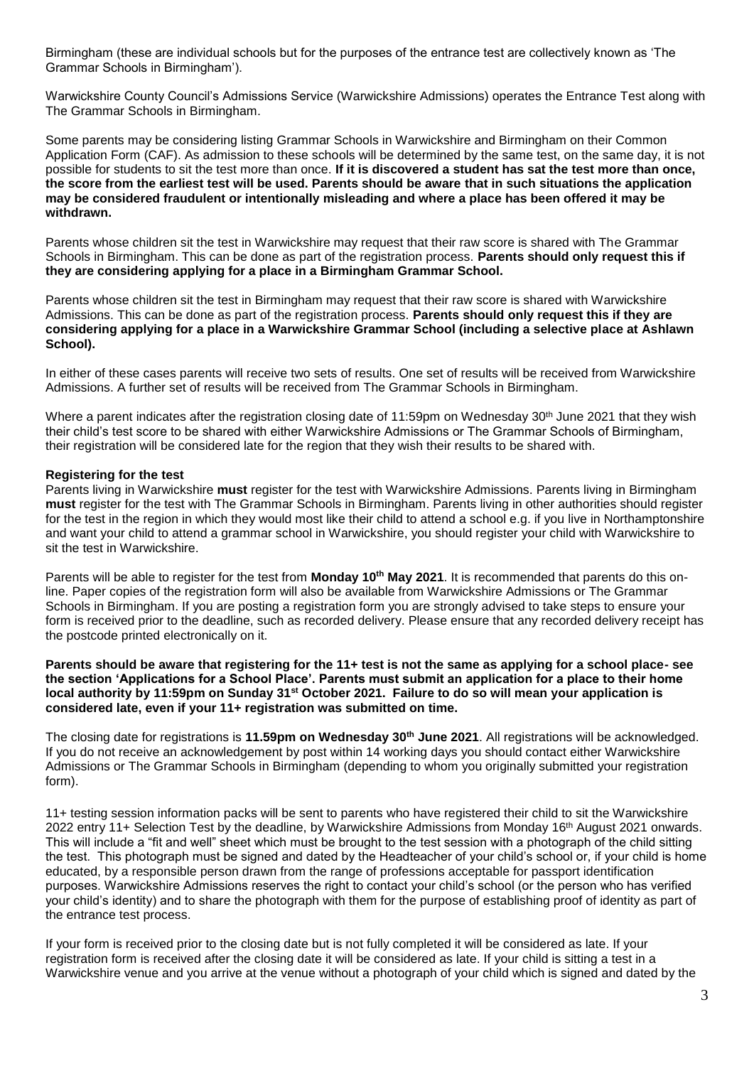Birmingham (these are individual schools but for the purposes of the entrance test are collectively known as 'The Grammar Schools in Birmingham').

Warwickshire County Council's Admissions Service (Warwickshire Admissions) operates the Entrance Test along with The Grammar Schools in Birmingham.

Some parents may be considering listing Grammar Schools in Warwickshire and Birmingham on their Common Application Form (CAF). As admission to these schools will be determined by the same test, on the same day, it is not possible for students to sit the test more than once. **If it is discovered a student has sat the test more than once, the score from the earliest test will be used. Parents should be aware that in such situations the application may be considered fraudulent or intentionally misleading and where a place has been offered it may be withdrawn.**

Parents whose children sit the test in Warwickshire may request that their raw score is shared with The Grammar Schools in Birmingham. This can be done as part of the registration process. **Parents should only request this if they are considering applying for a place in a Birmingham Grammar School.**

Parents whose children sit the test in Birmingham may request that their raw score is shared with Warwickshire Admissions. This can be done as part of the registration process. **Parents should only request this if they are considering applying for a place in a Warwickshire Grammar School (including a selective place at Ashlawn School).**

In either of these cases parents will receive two sets of results. One set of results will be received from Warwickshire Admissions. A further set of results will be received from The Grammar Schools in Birmingham.

Where a parent indicates after the registration closing date of 11:59pm on Wednesday 30th June 2021 that they wish their child's test score to be shared with either Warwickshire Admissions or The Grammar Schools of Birmingham, their registration will be considered late for the region that they wish their results to be shared with.

**Registering for the test**

Parents living in Warwickshire **must** register for the test with Warwickshire Admissions. Parents living in Birmingham **must** register for the test with The Grammar Schools in Birmingham. Parents living in other authorities should register for the test in the region in which they would most like their child to attend a school e.g. if you live in Northamptonshire and want your child to attend a grammar school in Warwickshire, you should register your child with Warwickshire to sit the test in Warwickshire.

Parents will be able to register for the test from **Monday 10th May 2021**. It is recommended that parents do this on-line. Paper copies of the registration form will also be available from Warwickshire Admissions or The Grammar Schools in Birmingham. If you are posting a registration form you are strongly advised to take steps to ensure your form is received prior to the deadline, such as recorded delivery. Please ensure that any recorded delivery receipt has the postcode printed electronically on it.

**Parents should be aware that registering for the 11+ test is not the same as applying for a school place- see the section 'Applications for a School Place'. Parents must submit an application for a place to their home local authority by 11:59pm on Sunday 31st October 2021. Failure to do so will mean your application is considered late, even if your 11+ registration was submitted on time.**

The closing date for registrations is **11.59pm on Wednesday 30th June 2021**. All registrations will be acknowledged. If you do not receive an acknowledgement by post within 14 working days you should contact either Warwickshire Admissions or The Grammar Schools in Birmingham (depending to whom you originally submitted your registration form).

11+ testing session information packs will be sent to parents who have registered their child to sit the Warwickshire 2022 entry 11+ Selection Test by the deadline, by Warwickshire Admissions from Monday 16th August 2021 onwards. This will include a "fit and well" sheet which must be brought to the test session with a photograph of the child sitting the test. This photograph must be signed and dated by the Headteacher of your child's school or, if your child is home educated, by a responsible person drawn from the range of professions acceptable for passport identification purposes. Warwickshire Admissions reserves the right to contact your child's school (or the person who has verified your child's identity) and to share the photograph with them for the purpose of establishing proof of identity as part of the entrance test process.

If your form is received prior to the closing date but is not fully completed it will be considered as late. If your registration form is received after the closing date it will be considered as late. If your child is sitting a test in a Warwickshire venue and you arrive at the venue without a photograph of your child which is signed and dated by the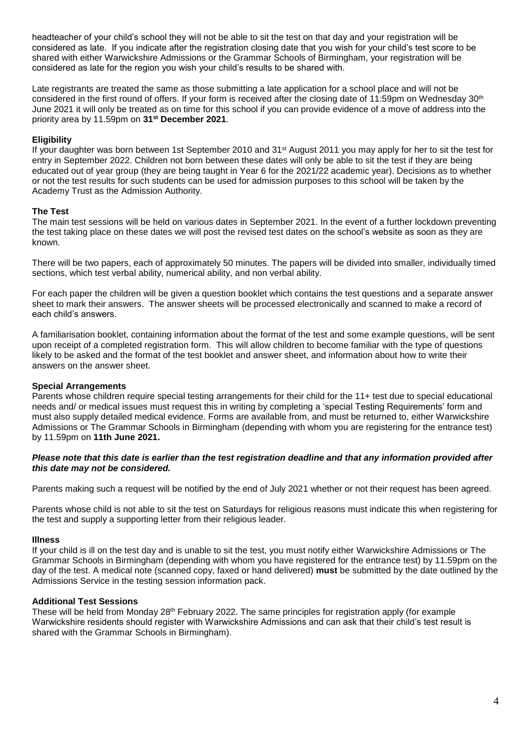headteacher of your child's school they will not be able to sit the test on that day and your registration will be considered as late. If you indicate after the registration closing date that you wish for your child's test score to be shared with either Warwickshire Admissions or the Grammar Schools of Birmingham, your registration will be considered as late for the region you wish your child's results to be shared with.

Late registrants are treated the same as those submitting a late application for a school place and will not be considered in the first round of offers. If your form is received after the closing date of 11:59pm on Wednesday 30th June 2021 it will only be treated as on time for this school if you can provide evidence of a move of address into the priority area by 11.59pm on **31st December 2021**.

**Eligibility**

If your daughter was born between 1st September 2010 and 31st August 2011 you may apply for her to sit the test for entry in September 2022. Children not born between these dates will only be able to sit the test if they are being educated out of year group (they are being taught in Year 6 for the 2021/22 academic year). Decisions as to whether or not the test results for such students can be used for admission purposes to this school will be taken by the Academy Trust as the Admission Authority.

**The Test**

The main test sessions will be held on various dates in September 2021. In the event of a further lockdown preventing the test taking place on these dates we will post the revised test dates on the school's website as soon as they are known.

There will be two papers, each of approximately 50 minutes. The papers will be divided into smaller, individually timed sections, which test verbal ability, numerical ability, and non verbal ability.

For each paper the children will be given a question booklet which contains the test questions and a separate answer sheet to mark their answers. The answer sheets will be processed electronically and scanned to make a record of each child's answers.

A familiarisation booklet, containing information about the format of the test and some example questions, will be sent upon receipt of a completed registration form. This will allow children to become familiar with the type of questions likely to be asked and the format of the test booklet and answer sheet, and information about how to write their answers on the answer sheet.

**Special Arrangements**

Parents whose children require special testing arrangements for their child for the 11+ test due to special educational needs and/ or medical issues must request this in writing by completing a 'special Testing Requirements' form and must also supply detailed medical evidence. Forms are available from, and must be returned to, either Warwickshire Admissions or The Grammar Schools in Birmingham (depending with whom you are registering for the entrance test) by 11.59pm on **11th June 2021.**

***Please note that this date is earlier than the test registration deadline and that any information provided after this date may not be considered.***

Parents making such a request will be notified by the end of July 2021 whether or not their request has been agreed.

Parents whose child is not able to sit the test on Saturdays for religious reasons must indicate this when registering for the test and supply a supporting letter from their religious leader.

**Illness**

If your child is ill on the test day and is unable to sit the test, you must notify either Warwickshire Admissions or The Grammar Schools in Birmingham (depending with whom you have registered for the entrance test) by 11.59pm on the day of the test. A medical note (scanned copy, faxed or hand delivered) **must** be submitted by the date outlined by the Admissions Service in the testing session information pack.

**Additional Test Sessions**

These will be held from Monday 28th February 2022. The same principles for registration apply (for example Warwickshire residents should register with Warwickshire Admissions and can ask that their child's test result is shared with the Grammar Schools in Birmingham).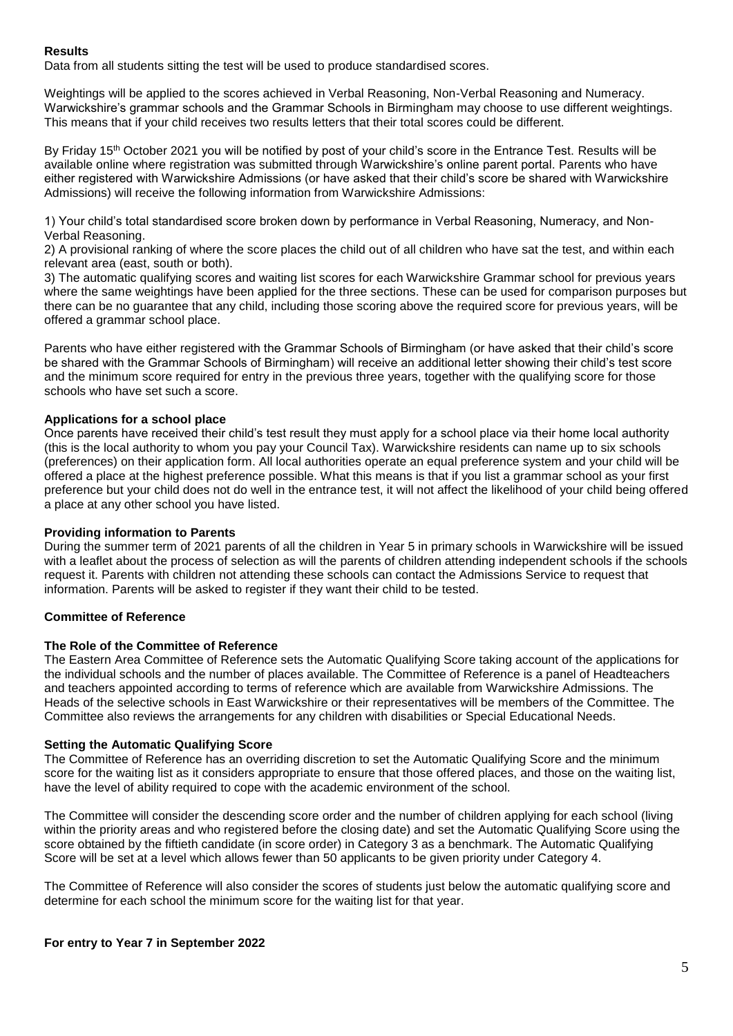### Results

Data from all students sitting the test will be used to produce standardised scores.

Weightings will be applied to the scores achieved in Verbal Reasoning, Non-Verbal Reasoning and Numeracy. Warwickshire's grammar schools and the Grammar Schools in Birmingham may choose to use different weightings. This means that if your child receives two results letters that their total scores could be different.

By Friday 15th October 2021 you will be notified by post of your child's score in the Entrance Test. Results will be available online where registration was submitted through Warwickshire's online parent portal. Parents who have either registered with Warwickshire Admissions (or have asked that their child's score be shared with Warwickshire Admissions) will receive the following information from Warwickshire Admissions:

1) Your child's total standardised score broken down by performance in Verbal Reasoning, Numeracy, and Non-Verbal Reasoning.
2) A provisional ranking of where the score places the child out of all children who have sat the test, and within each relevant area (east, south or both).
3) The automatic qualifying scores and waiting list scores for each Warwickshire Grammar school for previous years where the same weightings have been applied for the three sections. These can be used for comparison purposes but there can be no guarantee that any child, including those scoring above the required score for previous years, will be offered a grammar school place.

Parents who have either registered with the Grammar Schools of Birmingham (or have asked that their child's score be shared with the Grammar Schools of Birmingham) will receive an additional letter showing their child's test score and the minimum score required for entry in the previous three years, together with the qualifying score for those schools who have set such a score.

### Applications for a school place

Once parents have received their child's test result they must apply for a school place via their home local authority (this is the local authority to whom you pay your Council Tax). Warwickshire residents can name up to six schools (preferences) on their application form. All local authorities operate an equal preference system and your child will be offered a place at the highest preference possible. What this means is that if you list a grammar school as your first preference but your child does not do well in the entrance test, it will not affect the likelihood of your child being offered a place at any other school you have listed.

### Providing information to Parents

During the summer term of 2021 parents of all the children in Year 5 in primary schools in Warwickshire will be issued with a leaflet about the process of selection as will the parents of children attending independent schools if the schools request it. Parents with children not attending these schools can contact the Admissions Service to request that information. Parents will be asked to register if they want their child to be tested.

## Committee of Reference

### The Role of the Committee of Reference

The Eastern Area Committee of Reference sets the Automatic Qualifying Score taking account of the applications for the individual schools and the number of places available. The Committee of Reference is a panel of Headteachers and teachers appointed according to terms of reference which are available from Warwickshire Admissions. The Heads of the selective schools in East Warwickshire or their representatives will be members of the Committee. The Committee also reviews the arrangements for any children with disabilities or Special Educational Needs.

### Setting the Automatic Qualifying Score

The Committee of Reference has an overriding discretion to set the Automatic Qualifying Score and the minimum score for the waiting list as it considers appropriate to ensure that those offered places, and those on the waiting list, have the level of ability required to cope with the academic environment of the school.

The Committee will consider the descending score order and the number of children applying for each school (living within the priority areas and who registered before the closing date) and set the Automatic Qualifying Score using the score obtained by the fiftieth candidate (in score order) in Category 3 as a benchmark. The Automatic Qualifying Score will be set at a level which allows fewer than 50 applicants to be given priority under Category 4.

The Committee of Reference will also consider the scores of students just below the automatic qualifying score and determine for each school the minimum score for the waiting list for that year.

**For entry to Year 7 in September 2022**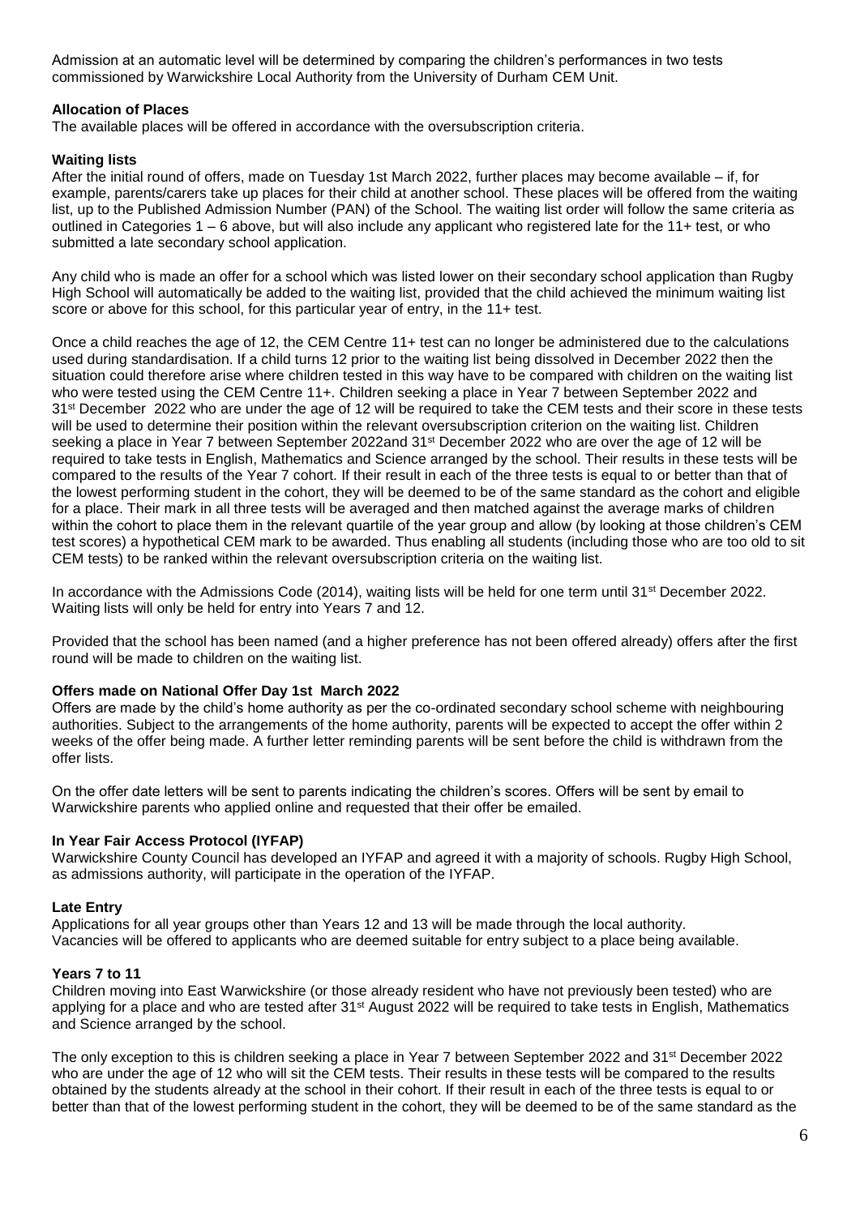Admission at an automatic level will be determined by comparing the children's performances in two tests commissioned by Warwickshire Local Authority from the University of Durham CEM Unit.

**Allocation of Places**

The available places will be offered in accordance with the oversubscription criteria.

**Waiting lists**

After the initial round of offers, made on Tuesday 1st March 2022, further places may become available – if, for example, parents/carers take up places for their child at another school. These places will be offered from the waiting list, up to the Published Admission Number (PAN) of the School. The waiting list order will follow the same criteria as outlined in Categories 1 – 6 above, but will also include any applicant who registered late for the 11+ test, or who submitted a late secondary school application.

Any child who is made an offer for a school which was listed lower on their secondary school application than Rugby High School will automatically be added to the waiting list, provided that the child achieved the minimum waiting list score or above for this school, for this particular year of entry, in the 11+ test.

Once a child reaches the age of 12, the CEM Centre 11+ test can no longer be administered due to the calculations used during standardisation. If a child turns 12 prior to the waiting list being dissolved in December 2022 then the situation could therefore arise where children tested in this way have to be compared with children on the waiting list who were tested using the CEM Centre 11+. Children seeking a place in Year 7 between September 2022 and 31st December 2022 who are under the age of 12 will be required to take the CEM tests and their score in these tests will be used to determine their position within the relevant oversubscription criterion on the waiting list. Children seeking a place in Year 7 between September 2022and 31st December 2022 who are over the age of 12 will be required to take tests in English, Mathematics and Science arranged by the school. Their results in these tests will be compared to the results of the Year 7 cohort. If their result in each of the three tests is equal to or better than that of the lowest performing student in the cohort, they will be deemed to be of the same standard as the cohort and eligible for a place. Their mark in all three tests will be averaged and then matched against the average marks of children within the cohort to place them in the relevant quartile of the year group and allow (by looking at those children's CEM test scores) a hypothetical CEM mark to be awarded. Thus enabling all students (including those who are too old to sit CEM tests) to be ranked within the relevant oversubscription criteria on the waiting list.

In accordance with the Admissions Code (2014), waiting lists will be held for one term until 31st December 2022. Waiting lists will only be held for entry into Years 7 and 12.

Provided that the school has been named (and a higher preference has not been offered already) offers after the first round will be made to children on the waiting list.

**Offers made on National Offer Day 1st March 2022**

Offers are made by the child's home authority as per the co-ordinated secondary school scheme with neighbouring authorities. Subject to the arrangements of the home authority, parents will be expected to accept the offer within 2 weeks of the offer being made. A further letter reminding parents will be sent before the child is withdrawn from the offer lists.

On the offer date letters will be sent to parents indicating the children's scores. Offers will be sent by email to Warwickshire parents who applied online and requested that their offer be emailed.

**In Year Fair Access Protocol (IYFAP)**

Warwickshire County Council has developed an IYFAP and agreed it with a majority of schools. Rugby High School, as admissions authority, will participate in the operation of the IYFAP.

**Late Entry**

Applications for all year groups other than Years 12 and 13 will be made through the local authority.
Vacancies will be offered to applicants who are deemed suitable for entry subject to a place being available.

**Years 7 to 11**

Children moving into East Warwickshire (or those already resident who have not previously been tested) who are applying for a place and who are tested after 31st August 2022 will be required to take tests in English, Mathematics and Science arranged by the school.

The only exception to this is children seeking a place in Year 7 between September 2022 and 31st December 2022 who are under the age of 12 who will sit the CEM tests. Their results in these tests will be compared to the results obtained by the students already at the school in their cohort. If their result in each of the three tests is equal to or better than that of the lowest performing student in the cohort, they will be deemed to be of the same standard as the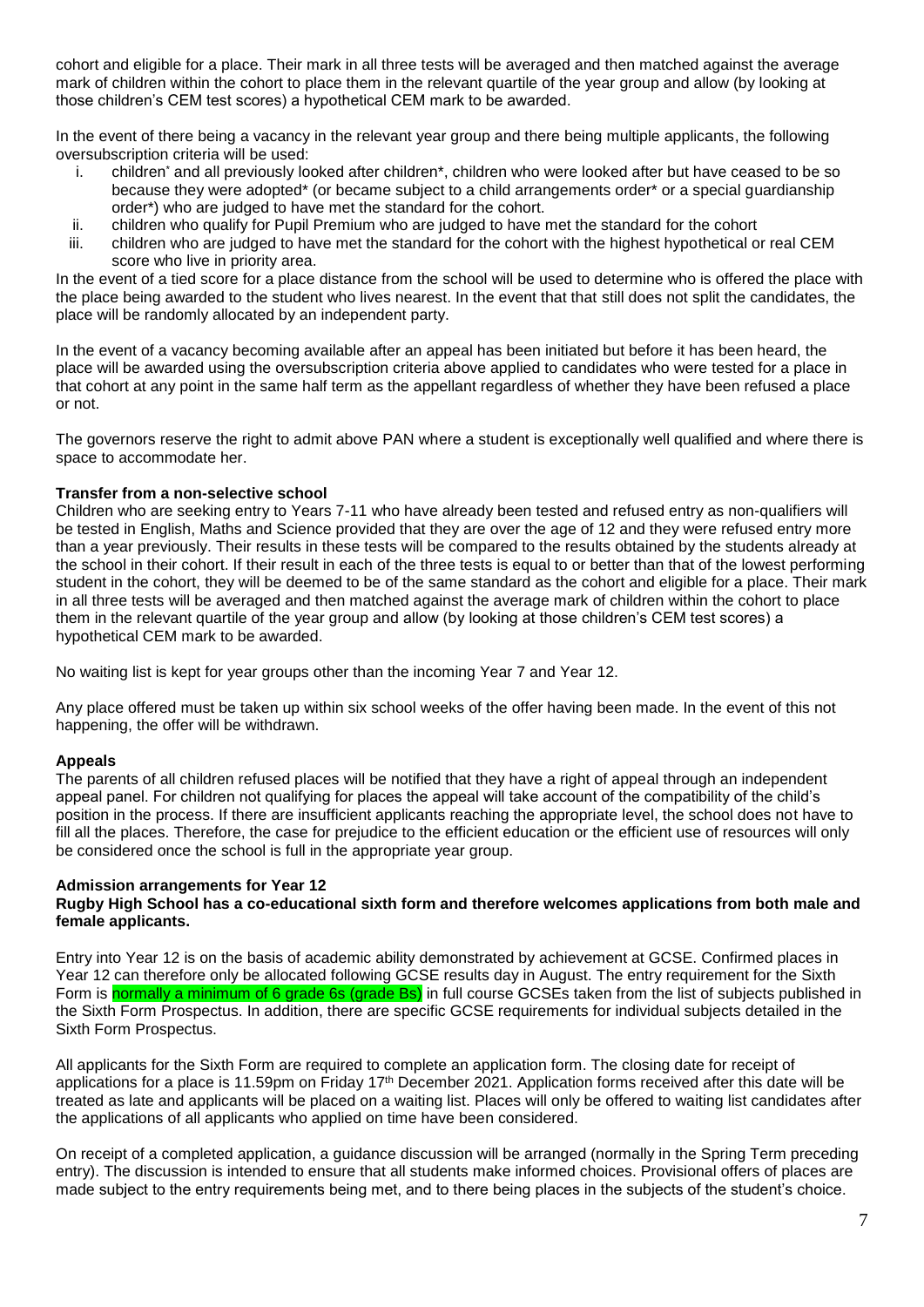cohort and eligible for a place. Their mark in all three tests will be averaged and then matched against the average mark of children within the cohort to place them in the relevant quartile of the year group and allow (by looking at those children's CEM test scores) a hypothetical CEM mark to be awarded.

In the event of there being a vacancy in the relevant year group and there being multiple applicants, the following oversubscription criteria will be used:

i. children* and all previously looked after children*, children who were looked after but have ceased to be so because they were adopted* (or became subject to a child arrangements order* or a special guardianship order*) who are judged to have met the standard for the cohort.
ii. children who qualify for Pupil Premium who are judged to have met the standard for the cohort
iii. children who are judged to have met the standard for the cohort with the highest hypothetical or real CEM score who live in priority area.

In the event of a tied score for a place distance from the school will be used to determine who is offered the place with the place being awarded to the student who lives nearest. In the event that that still does not split the candidates, the place will be randomly allocated by an independent party.

In the event of a vacancy becoming available after an appeal has been initiated but before it has been heard, the place will be awarded using the oversubscription criteria above applied to candidates who were tested for a place in that cohort at any point in the same half term as the appellant regardless of whether they have been refused a place or not.

The governors reserve the right to admit above PAN where a student is exceptionally well qualified and where there is space to accommodate her.

**Transfer from a non-selective school**

Children who are seeking entry to Years 7-11 who have already been tested and refused entry as non-qualifiers will be tested in English, Maths and Science provided that they are over the age of 12 and they were refused entry more than a year previously. Their results in these tests will be compared to the results obtained by the students already at the school in their cohort. If their result in each of the three tests is equal to or better than that of the lowest performing student in the cohort, they will be deemed to be of the same standard as the cohort and eligible for a place. Their mark in all three tests will be averaged and then matched against the average mark of children within the cohort to place them in the relevant quartile of the year group and allow (by looking at those children's CEM test scores) a hypothetical CEM mark to be awarded.

No waiting list is kept for year groups other than the incoming Year 7 and Year 12.

Any place offered must be taken up within six school weeks of the offer having been made. In the event of this not happening, the offer will be withdrawn.

**Appeals**

The parents of all children refused places will be notified that they have a right of appeal through an independent appeal panel. For children not qualifying for places the appeal will take account of the compatibility of the child's position in the process. If there are insufficient applicants reaching the appropriate level, the school does not have to fill all the places. Therefore, the case for prejudice to the efficient education or the efficient use of resources will only be considered once the school is full in the appropriate year group.

**Admission arrangements for Year 12**

**Rugby High School has a co-educational sixth form and therefore welcomes applications from both male and female applicants.**

Entry into Year 12 is on the basis of academic ability demonstrated by achievement at GCSE. Confirmed places in Year 12 can therefore only be allocated following GCSE results day in August. The entry requirement for the Sixth Form is normally a minimum of 6 grade 6s (grade Bs) in full course GCSEs taken from the list of subjects published in the Sixth Form Prospectus. In addition, there are specific GCSE requirements for individual subjects detailed in the Sixth Form Prospectus.

All applicants for the Sixth Form are required to complete an application form. The closing date for receipt of applications for a place is 11.59pm on Friday 17th December 2021. Application forms received after this date will be treated as late and applicants will be placed on a waiting list. Places will only be offered to waiting list candidates after the applications of all applicants who applied on time have been considered.

On receipt of a completed application, a guidance discussion will be arranged (normally in the Spring Term preceding entry). The discussion is intended to ensure that all students make informed choices. Provisional offers of places are made subject to the entry requirements being met, and to there being places in the subjects of the student's choice.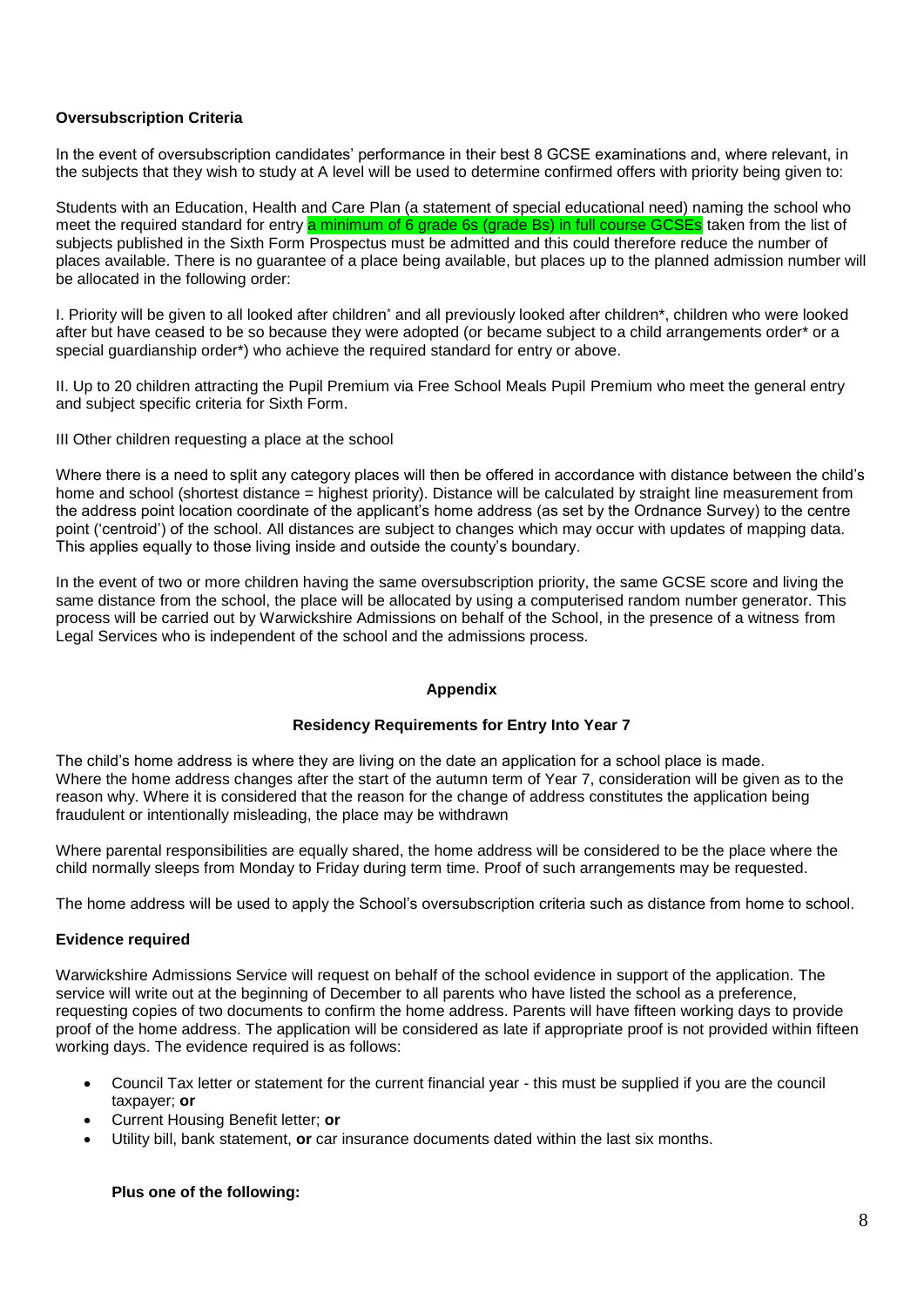**Oversubscription Criteria**

In the event of oversubscription candidates' performance in their best 8 GCSE examinations and, where relevant, in the subjects that they wish to study at A level will be used to determine confirmed offers with priority being given to:

Students with an Education, Health and Care Plan (a statement of special educational need) naming the school who meet the required standard for entry a minimum of 6 grade 6s (grade Bs) in full course GCSEs taken from the list of subjects published in the Sixth Form Prospectus must be admitted and this could therefore reduce the number of places available. There is no guarantee of a place being available, but places up to the planned admission number will be allocated in the following order:

I. Priority will be given to all looked after children* and all previously looked after children*, children who were looked after but have ceased to be so because they were adopted (or became subject to a child arrangements order* or a special guardianship order*) who achieve the required standard for entry or above.

II. Up to 20 children attracting the Pupil Premium via Free School Meals Pupil Premium who meet the general entry and subject specific criteria for Sixth Form.

III Other children requesting a place at the school

Where there is a need to split any category places will then be offered in accordance with distance between the child's home and school (shortest distance = highest priority). Distance will be calculated by straight line measurement from the address point location coordinate of the applicant's home address (as set by the Ordnance Survey) to the centre point ('centroid') of the school. All distances are subject to changes which may occur with updates of mapping data. This applies equally to those living inside and outside the county's boundary.

In the event of two or more children having the same oversubscription priority, the same GCSE score and living the same distance from the school, the place will be allocated by using a computerised random number generator. This process will be carried out by Warwickshire Admissions on behalf of the School, in the presence of a witness from Legal Services who is independent of the school and the admissions process.

## Appendix

### Residency Requirements for Entry Into Year 7

The child's home address is where they are living on the date an application for a school place is made. Where the home address changes after the start of the autumn term of Year 7, consideration will be given as to the reason why. Where it is considered that the reason for the change of address constitutes the application being fraudulent or intentionally misleading, the place may be withdrawn

Where parental responsibilities are equally shared, the home address will be considered to be the place where the child normally sleeps from Monday to Friday during term time. Proof of such arrangements may be requested.

The home address will be used to apply the School's oversubscription criteria such as distance from home to school.

**Evidence required**

Warwickshire Admissions Service will request on behalf of the school evidence in support of the application. The service will write out at the beginning of December to all parents who have listed the school as a preference, requesting copies of two documents to confirm the home address. Parents will have fifteen working days to provide proof of the home address. The application will be considered as late if appropriate proof is not provided within fifteen working days. The evidence required is as follows:

- Council Tax letter or statement for the current financial year - this must be supplied if you are the council taxpayer; **or**
- Current Housing Benefit letter; **or**
- Utility bill, bank statement, **or** car insurance documents dated within the last six months.

**Plus one of the following:**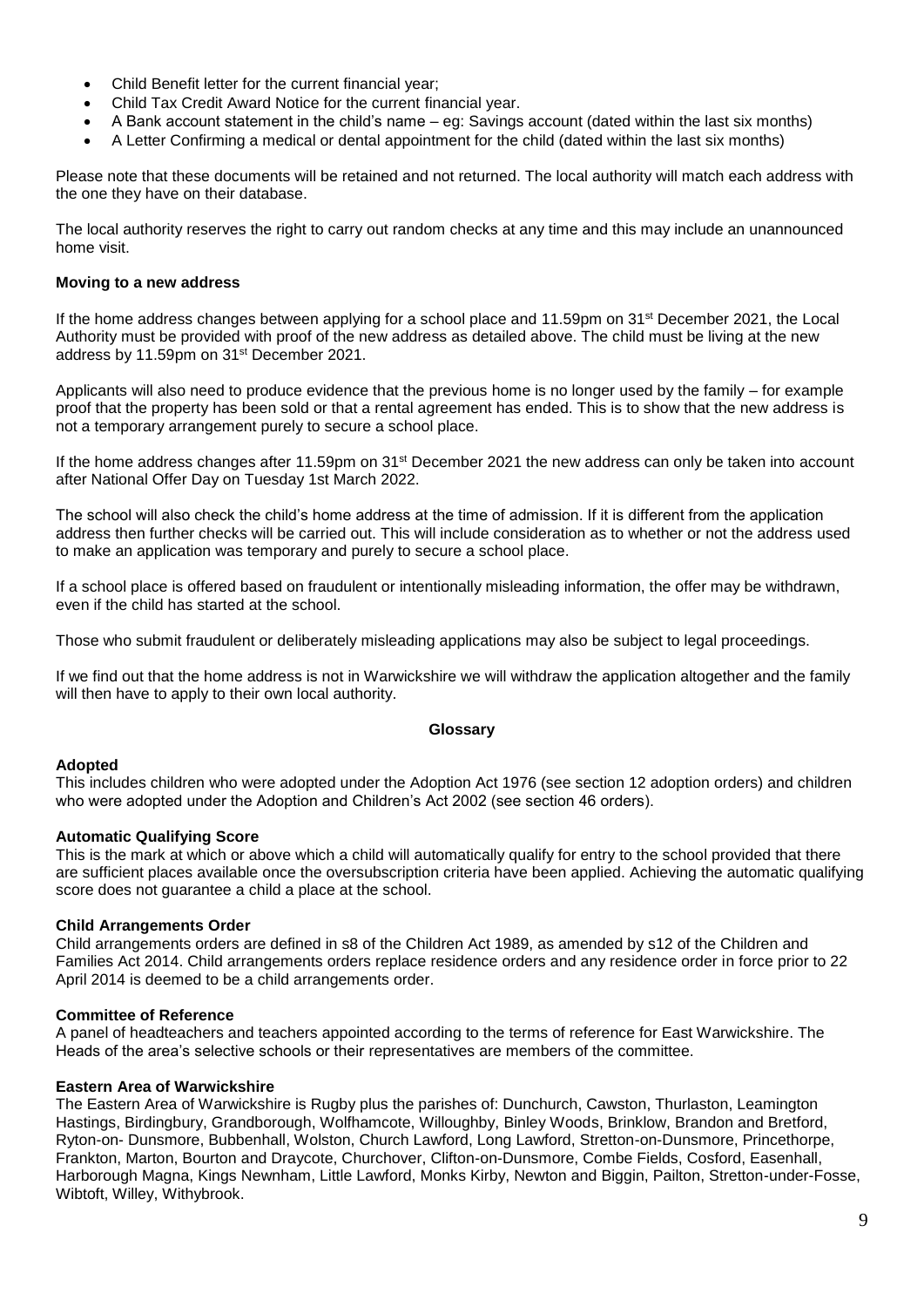- Child Benefit letter for the current financial year;
- Child Tax Credit Award Notice for the current financial year.
- A Bank account statement in the child's name – eg: Savings account (dated within the last six months)
- A Letter Confirming a medical or dental appointment for the child (dated within the last six months)

Please note that these documents will be retained and not returned. The local authority will match each address with the one they have on their database.

The local authority reserves the right to carry out random checks at any time and this may include an unannounced home visit.

**Moving to a new address**

If the home address changes between applying for a school place and 11.59pm on 31st December 2021, the Local Authority must be provided with proof of the new address as detailed above. The child must be living at the new address by 11.59pm on 31st December 2021.

Applicants will also need to produce evidence that the previous home is no longer used by the family – for example proof that the property has been sold or that a rental agreement has ended. This is to show that the new address is not a temporary arrangement purely to secure a school place.

If the home address changes after 11.59pm on 31st December 2021 the new address can only be taken into account after National Offer Day on Tuesday 1st March 2022.

The school will also check the child's home address at the time of admission. If it is different from the application address then further checks will be carried out. This will include consideration as to whether or not the address used to make an application was temporary and purely to secure a school place.

If a school place is offered based on fraudulent or intentionally misleading information, the offer may be withdrawn, even if the child has started at the school.

Those who submit fraudulent or deliberately misleading applications may also be subject to legal proceedings.

If we find out that the home address is not in Warwickshire we will withdraw the application altogether and the family will then have to apply to their own local authority.

## Glossary

**Adopted**
This includes children who were adopted under the Adoption Act 1976 (see section 12 adoption orders) and children who were adopted under the Adoption and Children's Act 2002 (see section 46 orders).

**Automatic Qualifying Score**
This is the mark at which or above which a child will automatically qualify for entry to the school provided that there are sufficient places available once the oversubscription criteria have been applied. Achieving the automatic qualifying score does not guarantee a child a place at the school.

**Child Arrangements Order**
Child arrangements orders are defined in s8 of the Children Act 1989, as amended by s12 of the Children and Families Act 2014. Child arrangements orders replace residence orders and any residence order in force prior to 22 April 2014 is deemed to be a child arrangements order.

**Committee of Reference**
A panel of headteachers and teachers appointed according to the terms of reference for East Warwickshire. The Heads of the area's selective schools or their representatives are members of the committee.

**Eastern Area of Warwickshire**
The Eastern Area of Warwickshire is Rugby plus the parishes of: Dunchurch, Cawston, Thurlaston, Leamington Hastings, Birdingbury, Grandborough, Wolfhamcote, Willoughby, Binley Woods, Brinklow, Brandon and Bretford, Ryton-on- Dunsmore, Bubbenhall, Wolston, Church Lawford, Long Lawford, Stretton-on-Dunsmore, Princethorpe, Frankton, Marton, Bourton and Draycote, Churchover, Clifton-on-Dunsmore, Combe Fields, Cosford, Easenhall, Harborough Magna, Kings Newnham, Little Lawford, Monks Kirby, Newton and Biggin, Pailton, Stretton-under-Fosse, Wibtoft, Willey, Withybrook.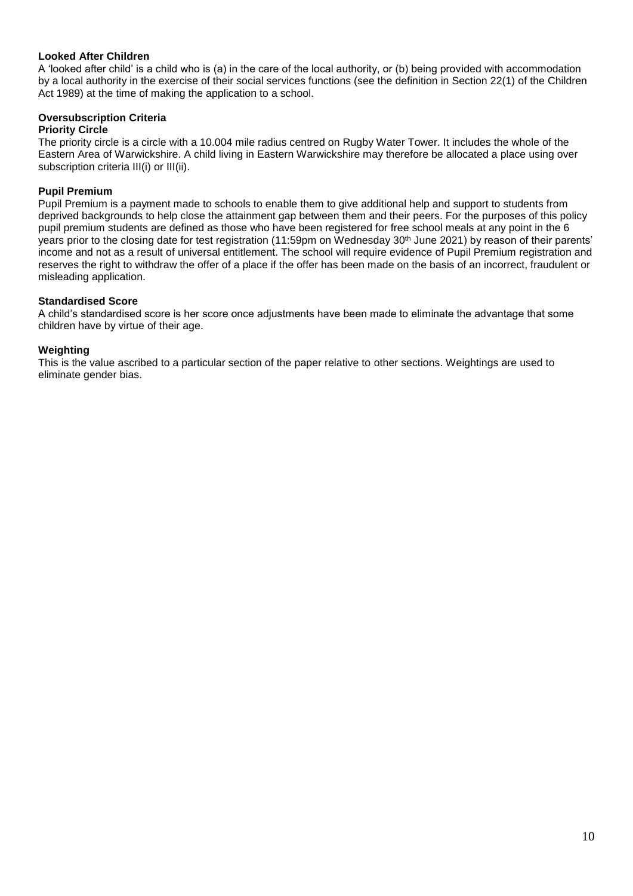**Looked After Children**

A 'looked after child' is a child who is (a) in the care of the local authority, or (b) being provided with accommodation by a local authority in the exercise of their social services functions (see the definition in Section 22(1) of the Children Act 1989) at the time of making the application to a school.

**Oversubscription Criteria**

**Priority Circle**

The priority circle is a circle with a 10.004 mile radius centred on Rugby Water Tower. It includes the whole of the Eastern Area of Warwickshire. A child living in Eastern Warwickshire may therefore be allocated a place using over subscription criteria III(i) or III(ii).

**Pupil Premium**

Pupil Premium is a payment made to schools to enable them to give additional help and support to students from deprived backgrounds to help close the attainment gap between them and their peers. For the purposes of this policy pupil premium students are defined as those who have been registered for free school meals at any point in the 6 years prior to the closing date for test registration (11:59pm on Wednesday 30th June 2021) by reason of their parents' income and not as a result of universal entitlement. The school will require evidence of Pupil Premium registration and reserves the right to withdraw the offer of a place if the offer has been made on the basis of an incorrect, fraudulent or misleading application.

**Standardised Score**

A child's standardised score is her score once adjustments have been made to eliminate the advantage that some children have by virtue of their age.

**Weighting**

This is the value ascribed to a particular section of the paper relative to other sections. Weightings are used to eliminate gender bias.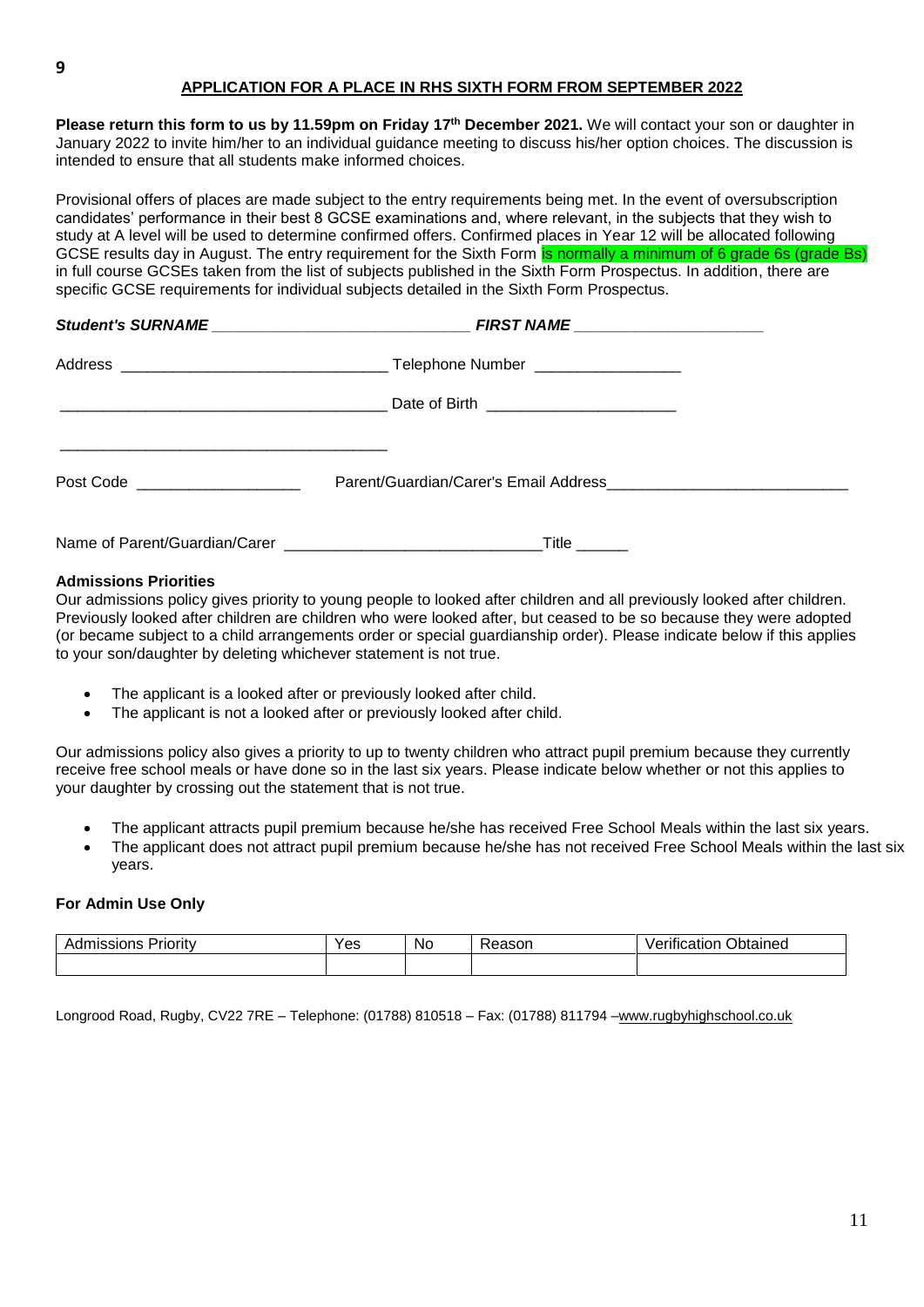## APPLICATION FOR A PLACE IN RHS SIXTH FORM FROM SEPTEMBER 2022

**Please return this form to us by 11.59pm on Friday 17th December 2021.** We will contact your son or daughter in January 2022 to invite him/her to an individual guidance meeting to discuss his/her option choices. The discussion is intended to ensure that all students make informed choices.

Provisional offers of places are made subject to the entry requirements being met. In the event of oversubscription candidates' performance in their best 8 GCSE examinations and, where relevant, in the subjects that they wish to study at A level will be used to determine confirmed offers. Confirmed places in Year 12 will be allocated following GCSE results day in August. The entry requirement for the Sixth Form is normally a minimum of 6 grade 6s (grade Bs) in full course GCSEs taken from the list of subjects published in the Sixth Form Prospectus. In addition, there are specific GCSE requirements for individual subjects detailed in the Sixth Form Prospectus.

***Student's SURNAME*** ______________________________ ***FIRST NAME*** ______________________

Address _______________________________ Telephone Number _________________

_______________________________________ Date of Birth ______________________

_______________________________________

Post Code ___________________ Parent/Guardian/Carer's Email Address_____________________________

Name of Parent/Guardian/Carer ______________________________Title ______

**Admissions Priorities**

Our admissions policy gives priority to young people to looked after children and all previously looked after children. Previously looked after children are children who were looked after, but ceased to be so because they were adopted (or became subject to a child arrangements order or special guardianship order). Please indicate below if this applies to your son/daughter by deleting whichever statement is not true.

- The applicant is a looked after or previously looked after child.
- The applicant is not a looked after or previously looked after child.

Our admissions policy also gives a priority to up to twenty children who attract pupil premium because they currently receive free school meals or have done so in the last six years. Please indicate below whether or not this applies to your daughter by crossing out the statement that is not true.

- The applicant attracts pupil premium because he/she has received Free School Meals within the last six years.
- The applicant does not attract pupil premium because he/she has not received Free School Meals within the last six years.

**For Admin Use Only**

| Admissions Priority | Yes | No | Reason | Verification Obtained |
|---|---|---|---|---|
| | | | | |

Longrood Road, Rugby, CV22 7RE – Telephone: (01788) 810518 – Fax: (01788) 811794 –www.rugbyhighschool.co.uk